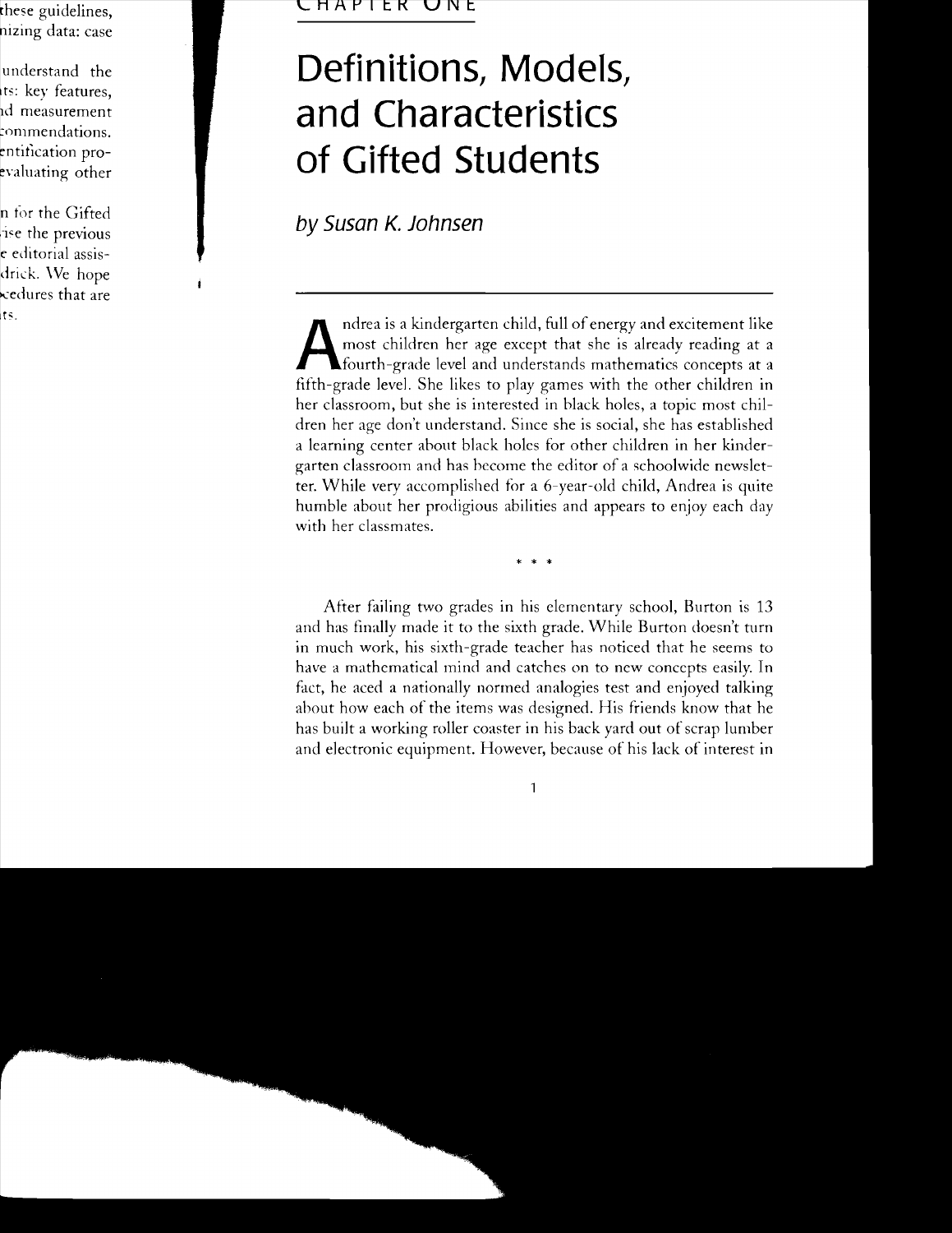CHAPTER ONE

# Definitions, Models, and Characteristics of Gifted Students

*by Susan K. Johnsen*

Andrea is a kindergarten child, full of energy and excitement like most children her age except that she is already reading at a fourth-grade level and understands mathematics concepts at a fifth-grade level. She likes to play games with the other children in her classroom, but she is interested in black holes, a topic most children her age don't understand. Since she is social, she has established a learning center about black holes for other children in her kindergarten classroom and has become the editor of a schoolwide newsletter. While very accomplished for a 6-year-old child, Andrea is quite humble about her prodigious abilities and appears to enjoy each day with her classmates.

\* \* \*

After failing two grades in his elementary school, Burton is 13 and has finally made it to the sixth grade. While Burton doesn't turn in much work, his sixth-grade teacher has noticed that he seems to have a mathematical mind and catches on to new concepts easily. In fact, he aced a nationally normed analogies test and enjoyed talking about how each of the items was designed. His friends know that he has built a working roller coaster in his back yard out of scrap lumber and electronic equipment. However, because of his lack of interest in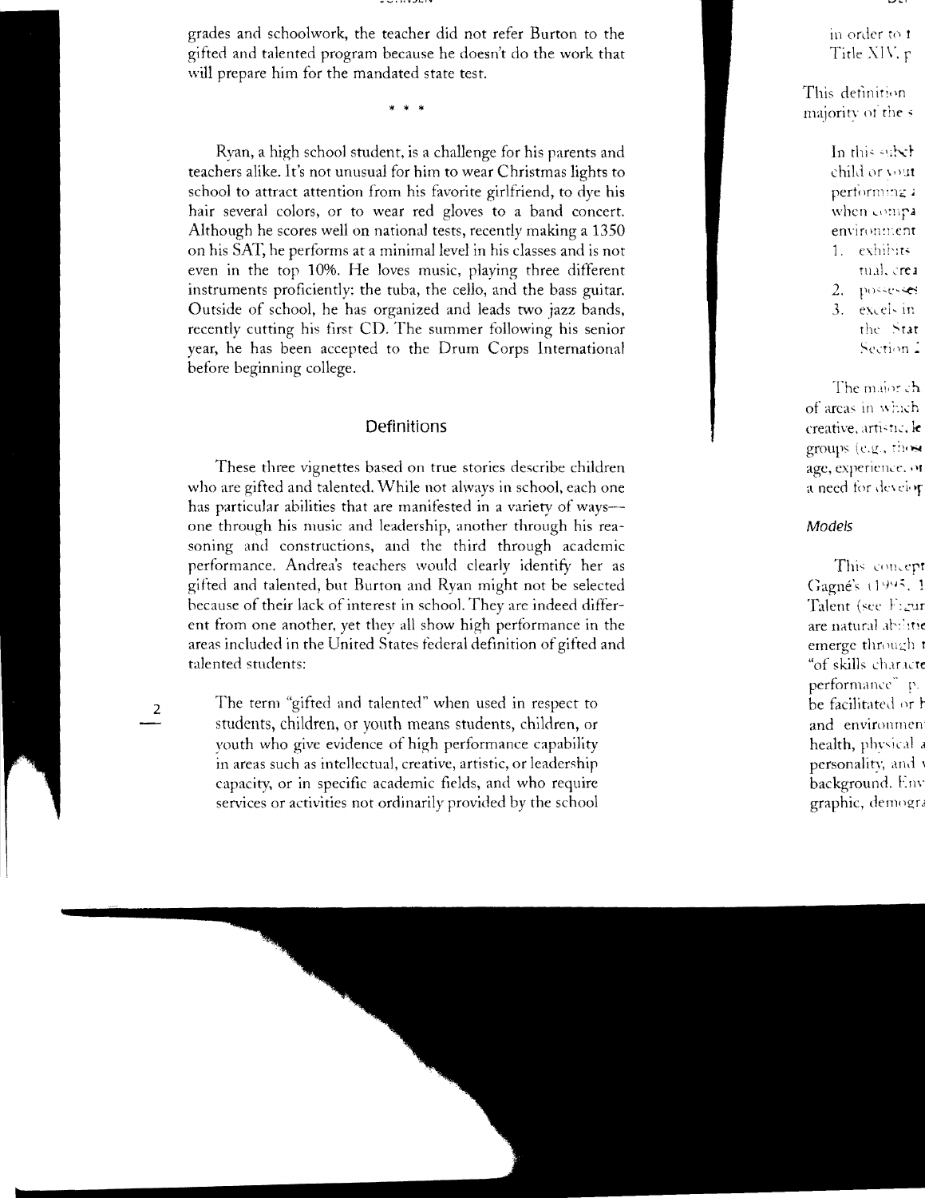grades and schoolwork, the teacher did not refer Burton to the gifted and talented program because he doesn't do the work that will prepare him for the mandated state test.

\* \* \*

Ryan, a high school student, is a challenge for his parents and teachers alike. It's not unusual for him to wear Christmas lights to school to attract attention from his favorite girlfriend, to dye his hair several colors, or to wear red gloves to a band concert. Although he scores well on national tests, recently making a 1350 on his SAT, he performs at a minimal level in his classes and is not even in the top 10%. He loves music, playing three different instruments proficiently: the tuba, the cello, and the bass guitar. Outside of school, he has organized and leads two jazz bands, recently cutting his first CD. The summer following his senior year, he has been accepted to the Drum Corps International before beginning college.

## Definitions

These three vignettes based on true stories describe children who are gifted and talented. While not always in school, each one has particular abilities that are manifested in a variety of ways—one through his music and leadership, another through his reasoning and constructions, and the third through academic performance. Andrea's teachers would clearly identify her as gifted and talented, but Burton and Ryan might not be selected because of their lack of interest in school. They are indeed different from one another, yet they all show high performance in the areas included in the United States federal definition of gifted and talented students:

> The term "gifted and talented" when used in respect to students, children, or youth means students, children, or youth who give evidence of high performance capability in areas such as intellectual, creative, artistic, or leadership capacity, or in specific academic fields, and who require services or activities not ordinarily provided by the school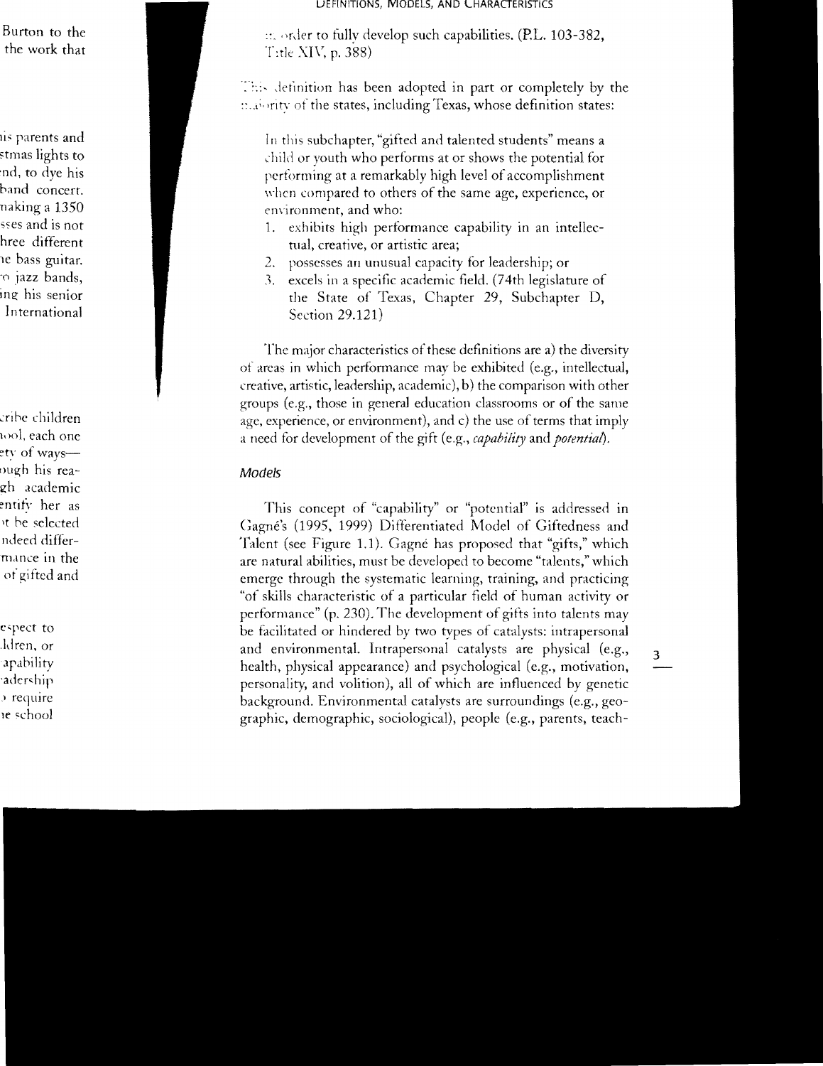in order to fully develop such capabilities. (P.L. 103-382, Title XIV, p. 388)

This definition has been adopted in part or completely by the majority of the states, including Texas, whose definition states:

> In this subchapter, "gifted and talented students" means a child or youth who performs at or shows the potential for performing at a remarkably high level of accomplishment when compared to others of the same age, experience, or environment, and who:
> 1. exhibits high performance capability in an intellectual, creative, or artistic area;
> 2. possesses an unusual capacity for leadership; or
> 3. excels in a specific academic field. (74th legislature of the State of Texas, Chapter 29, Subchapter D, Section 29.121)

The major characteristics of these definitions are a) the diversity of areas in which performance may be exhibited (e.g., intellectual, creative, artistic, leadership, academic), b) the comparison with other groups (e.g., those in general education classrooms or of the same age, experience, or environment), and c) the use of terms that imply a need for development of the gift (e.g., *capability* and *potential*).

### *Models*

This concept of "capability" or "potential" is addressed in Gagné's (1995, 1999) Differentiated Model of Giftedness and Talent (see Figure 1.1). Gagné has proposed that "gifts," which are natural abilities, must be developed to become "talents," which emerge through the systematic learning, training, and practicing "of skills characteristic of a particular field of human activity or performance" (p. 230). The development of gifts into talents may be facilitated or hindered by two types of catalysts: intrapersonal and environmental. Intrapersonal catalysts are physical (e.g., health, physical appearance) and psychological (e.g., motivation, personality, and volition), all of which are influenced by genetic background. Environmental catalysts are surroundings (e.g., geographic, demographic, sociological), people (e.g., parents, teach-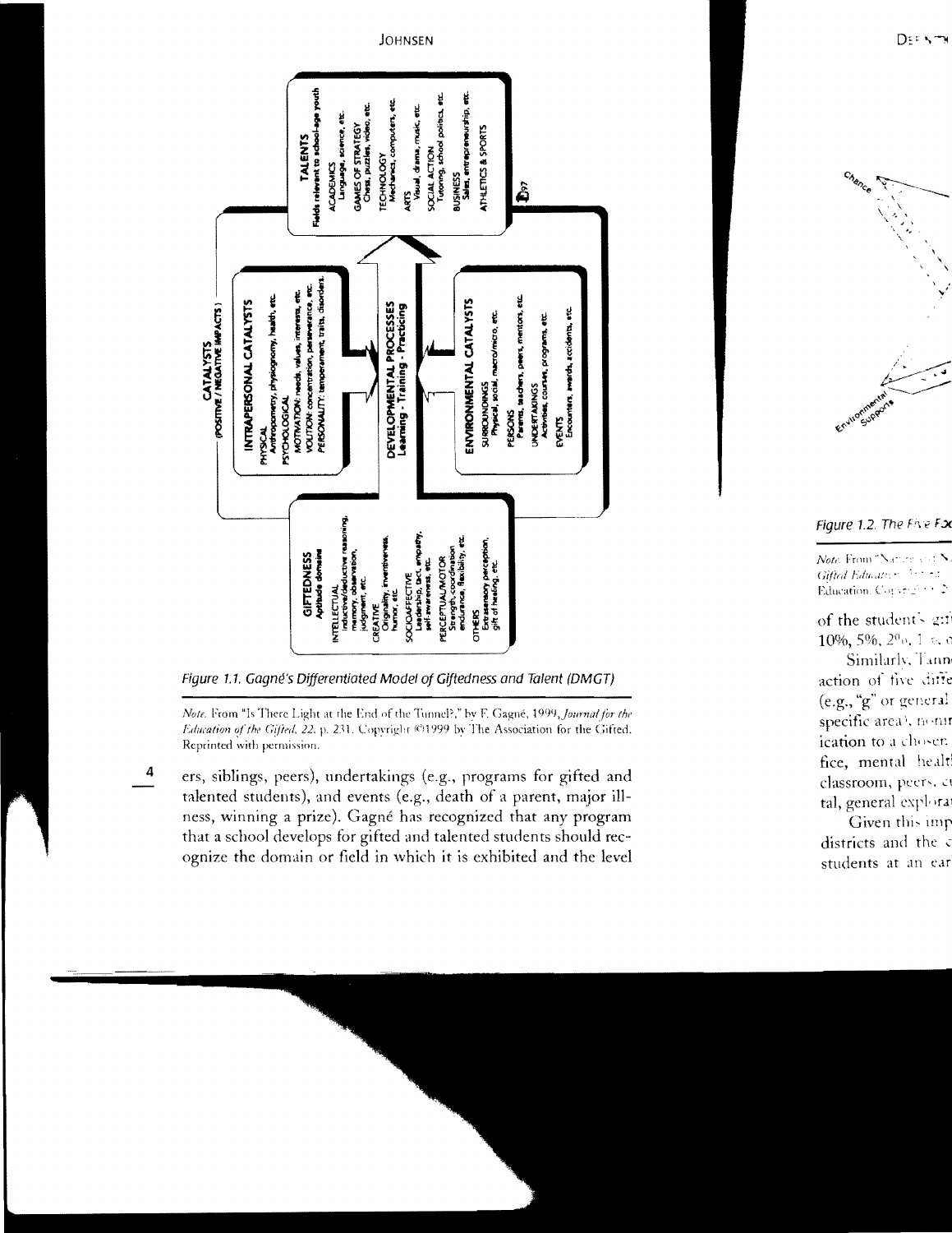**CATALYSTS**
(POSITIVE / NEGATIVE IMPACTS)

**GIFTEDNESS**
Aptitude domains

- INTELLECTUAL
  - Inductive/deductive reasoning, memory, observation, judgment, etc.
- CREATIVE
  - Originality, inventiveness, humor, etc.
- SOCIOAFFECTIVE
  - Leadership, tact, empathy, self-awareness, etc.
- PERCEPTUAL/MOTOR
  - Strength, coordination endurance, flexibility, etc.
- OTHERS
  - Extrasensory perception, gift of healing, etc.

**INTRAPERSONAL CATALYSTS**

- PHYSICAL
  - Anthropometry, physiognomy, health, etc.
- PSYCHOLOGICAL
  - MOTIVATION: needs, values, interests, etc.
  - VOLITION: concentration, perseverance, etc.
  - PERSONALITY: temperament, traits, disorders.

**DEVELOPMENTAL PROCESSES**
Learning - Training - Practicing

**ENVIRONMENTAL CATALYSTS**

- SURROUNDINGS
  - Physical, social, macro/micro, etc.
- PERSONS
  - Parents, teachers, peers, mentors, etc.
- UNDERTAKINGS
  - Activities, courses, programs, etc.
- EVENTS
  - Encounters, awards, accidents, etc.

**TALENTS**
Fields relevant to school-age youth

- ACADEMICS
  - Language, science, etc.
- GAMES OF STRATEGY
  - Chess, puzzles, video, etc.
- TECHNOLOGY
  - Mechanics, computers, etc.
- ARTS
  - Visual, drama, music, etc.
- SOCIAL ACTION
  - Tutoring, school politics, etc.
- BUSINESS
  - Sales, entrepreneurship, etc.
- ATHLETICS & SPORTS

*Figure 1.1. Gagné's Differentiated Model of Giftedness and Talent (DMGT)*

*Note.* From "Is There Light at the End of the Tunnel?," by F. Gagné, 1999, *Journal for the Education of the Gifted, 22*, p. 231. Copyright ©1999 by The Association for the Gifted. Reprinted with permission.

ers, siblings, peers), undertakings (e.g., programs for gifted and talented students), and events (e.g., death of a parent, major illness, winning a prize). Gagné has recognized that any program that a school develops for gifted and talented students should recognize the domain or field in which it is exhibited and the level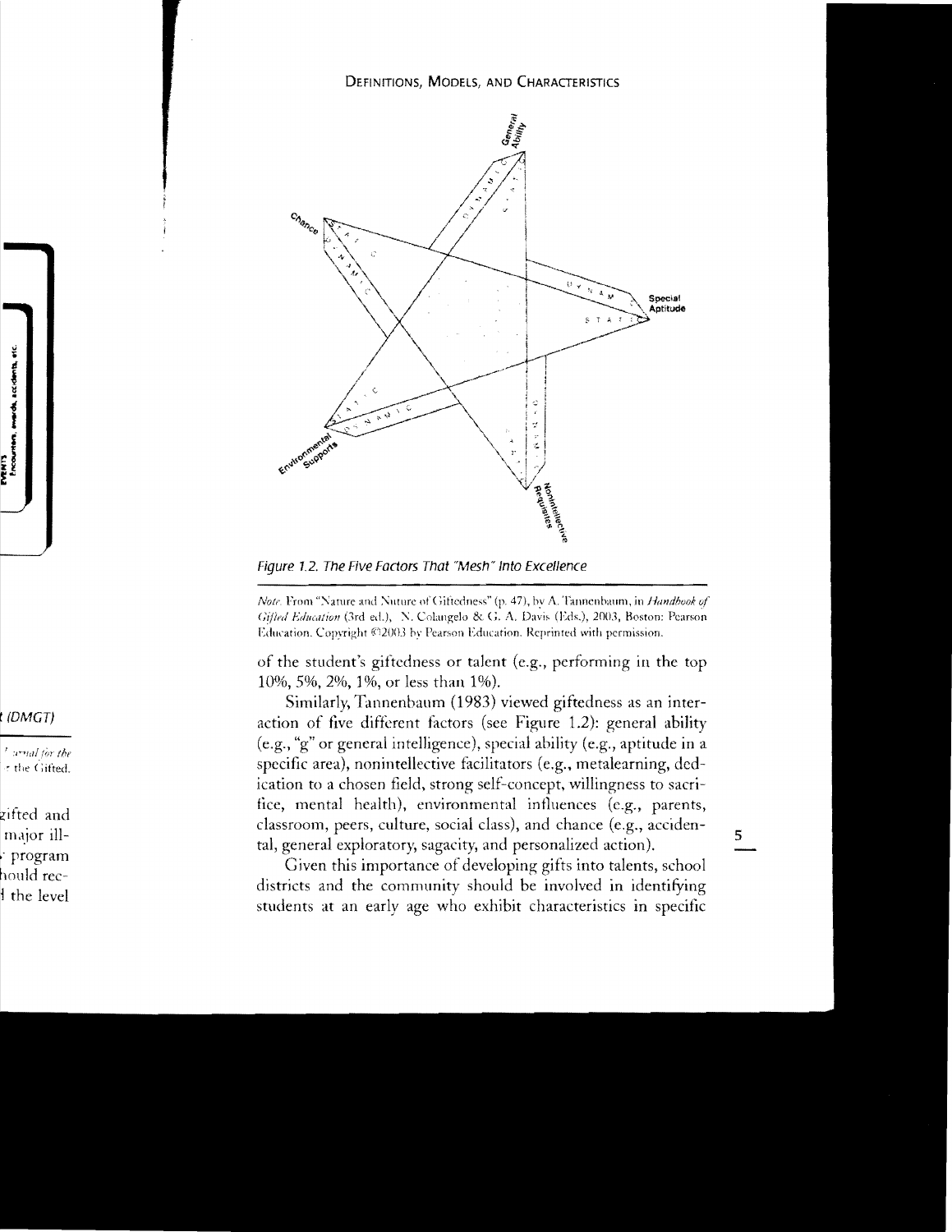Figure 1.2. The Five Factors That "Mesh" Into Excellence

*Note.* From "Nature and Nurture of Giftedness" (p. 47), by A. Tannenbaum, in *Handbook of Gifted Education* (3rd ed.), N. Colangelo & G. A. Davis (Eds.), 2003, Boston: Pearson Education. Copyright ©2003 by Pearson Education. Reprinted with permission.

of the student's giftedness or talent (e.g., performing in the top 10%, 5%, 2%, 1%, or less than 1%).

Similarly, Tannenbaum (1983) viewed giftedness as an interaction of five different factors (see Figure 1.2): general ability (e.g., "g" or general intelligence), special ability (e.g., aptitude in a specific area), nonintellective facilitators (e.g., metalearning, dedication to a chosen field, strong self-concept, willingness to sacrifice, mental health), environmental influences (e.g., parents, classroom, peers, culture, social class), and chance (e.g., accidental, general exploratory, sagacity, and personalized action).

Given this importance of developing gifts into talents, school districts and the community should be involved in identifying students at an early age who exhibit characteristics in specific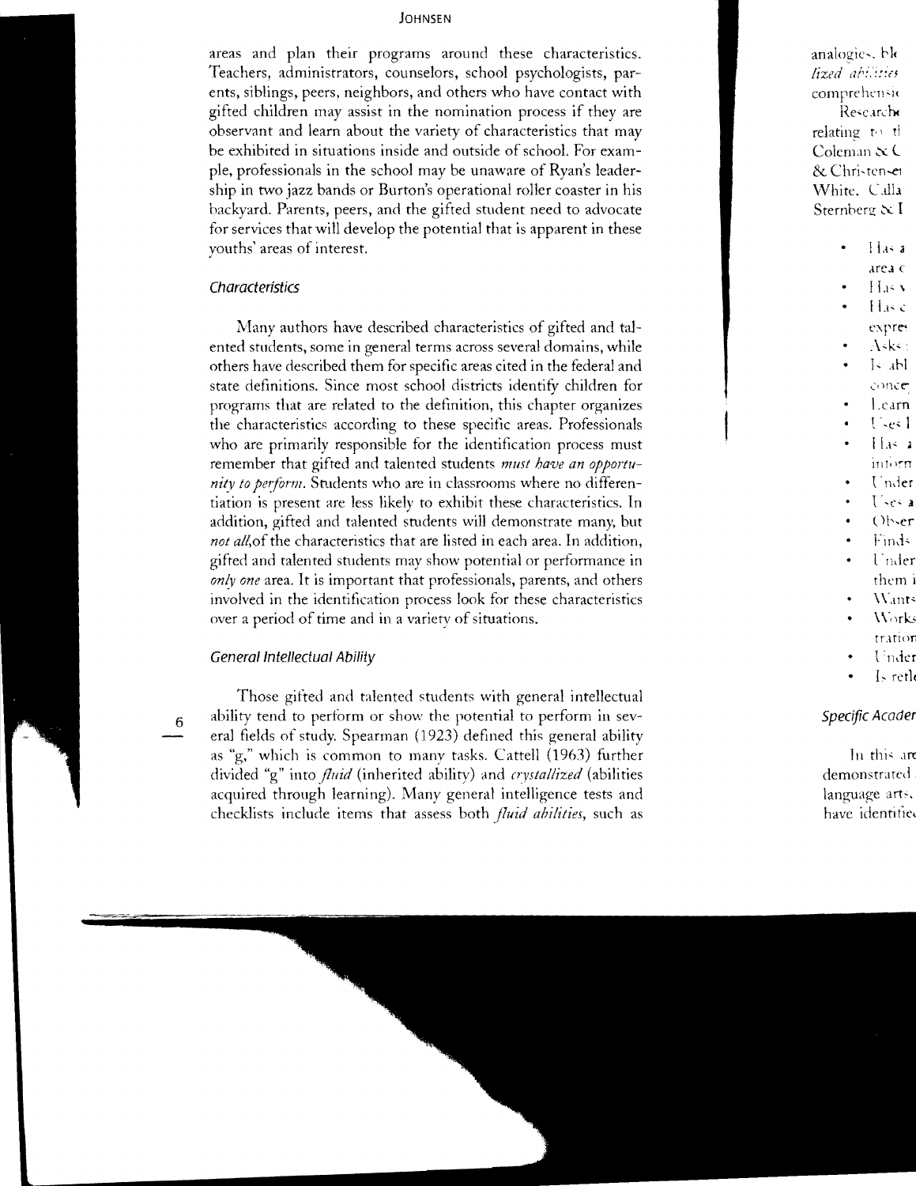areas and plan their programs around these characteristics. Teachers, administrators, counselors, school psychologists, parents, siblings, peers, neighbors, and others who have contact with gifted children may assist in the nomination process if they are observant and learn about the variety of characteristics that may be exhibited in situations inside and outside of school. For example, professionals in the school may be unaware of Ryan's leadership in two jazz bands or Burton's operational roller coaster in his backyard. Parents, peers, and the gifted student need to advocate for services that will develop the potential that is apparent in these youths' areas of interest.

### *Characteristics*

Many authors have described characteristics of gifted and talented students, some in general terms across several domains, while others have described them for specific areas cited in the federal and state definitions. Since most school districts identify children for programs that are related to the definition, this chapter organizes the characteristics according to these specific areas. Professionals who are primarily responsible for the identification process must remember that gifted and talented students *must have an opportunity to perform*. Students who are in classrooms where no differentiation is present are less likely to exhibit these characteristics. In addition, gifted and talented students will demonstrate many, but *not all*, of the characteristics that are listed in each area. In addition, gifted and talented students may show potential or performance in *only one* area. It is important that professionals, parents, and others involved in the identification process look for these characteristics over a period of time and in a variety of situations.

### *General Intellectual Ability*

Those gifted and talented students with general intellectual ability tend to perform or show the potential to perform in several fields of study. Spearman (1923) defined this general ability as "g," which is common to many tasks. Cattell (1963) further divided "g" into *fluid* (inherited ability) and *crystallized* (abilities acquired through learning). Many general intelligence tests and checklists include items that assess both *fluid abilities*, such as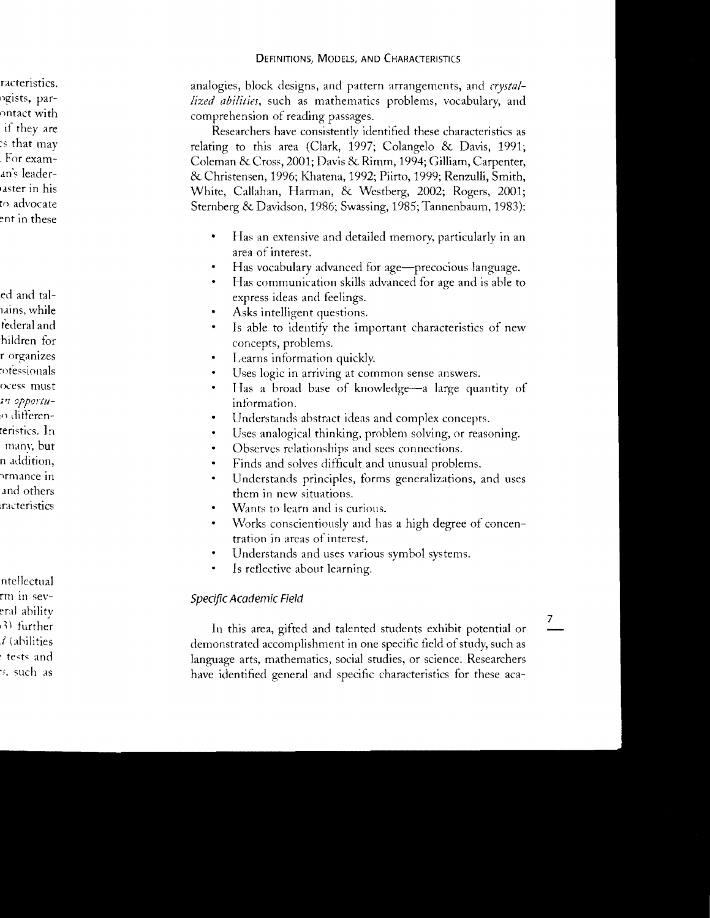analogies, block designs, and pattern arrangements, and *crystallized abilities*, such as mathematics problems, vocabulary, and comprehension of reading passages.

Researchers have consistently identified these characteristics as relating to this area (Clark, 1997; Colangelo & Davis, 1991; Coleman & Cross, 2001; Davis & Rimm, 1994; Gilliam, Carpenter, & Christensen, 1996; Khatena, 1992; Piirto, 1999; Renzulli, Smith, White, Callahan, Harman, & Westberg, 2002; Rogers, 2001; Sternberg & Davidson, 1986; Swassing, 1985; Tannenbaum, 1983):

- Has an extensive and detailed memory, particularly in an area of interest.
- Has vocabulary advanced for age—precocious language.
- Has communication skills advanced for age and is able to express ideas and feelings.
- Asks intelligent questions.
- Is able to identify the important characteristics of new concepts, problems.
- Learns information quickly.
- Uses logic in arriving at common sense answers.
- Has a broad base of knowledge—a large quantity of information.
- Understands abstract ideas and complex concepts.
- Uses analogical thinking, problem solving, or reasoning.
- Observes relationships and sees connections.
- Finds and solves difficult and unusual problems.
- Understands principles, forms generalizations, and uses them in new situations.
- Wants to learn and is curious.
- Works conscientiously and has a high degree of concentration in areas of interest.
- Understands and uses various symbol systems.
- Is reflective about learning.

### *Specific Academic Field*

In this area, gifted and talented students exhibit potential or demonstrated accomplishment in one specific field of study, such as language arts, mathematics, social studies, or science. Researchers have identified general and specific characteristics for these aca-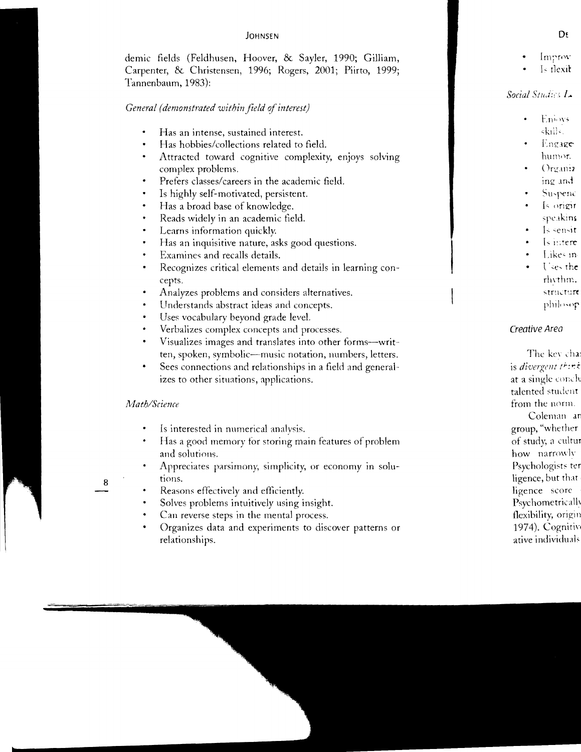demic fields (Feldhusen, Hoover, & Sayler, 1990; Gilliam, Carpenter, & Christensen, 1996; Rogers, 2001; Piirto, 1999; Tannenbaum, 1983):

*General (demonstrated within field of interest)*

- Has an intense, sustained interest.
- Has hobbies/collections related to field.
- Attracted toward cognitive complexity, enjoys solving complex problems.
- Prefers classes/careers in the academic field.
- Is highly self-motivated, persistent.
- Has a broad base of knowledge.
- Reads widely in an academic field.
- Learns information quickly.
- Has an inquisitive nature, asks good questions.
- Examines and recalls details.
- Recognizes critical elements and details in learning concepts.
- Analyzes problems and considers alternatives.
- Understands abstract ideas and concepts.
- Uses vocabulary beyond grade level.
- Verbalizes complex concepts and processes.
- Visualizes images and translates into other forms—written, spoken, symbolic—music notation, numbers, letters.
- Sees connections and relationships in a field and generalizes to other situations, applications.

*Math/Science*

- Is interested in numerical analysis.
- Has a good memory for storing main features of problem and solutions.
- Appreciates parsimony, simplicity, or economy in solutions.
- Reasons effectively and efficiently.
- Solves problems intuitively using insight.
- Can reverse steps in the mental process.
- Organizes data and experiments to discover patterns or relationships.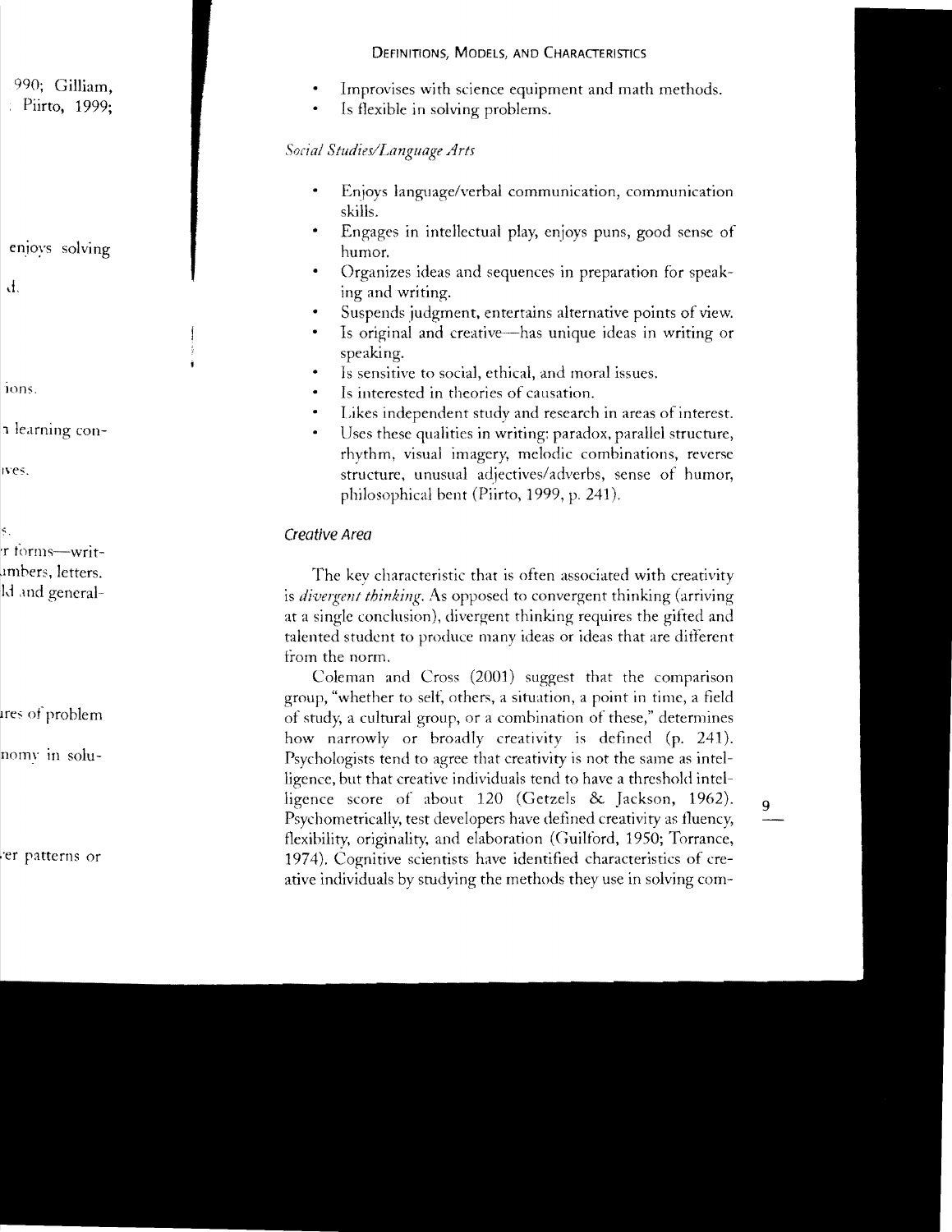- Improvises with science equipment and math methods.
- Is flexible in solving problems.

*Social Studies/Language Arts*

- Enjoys language/verbal communication, communication skills.
- Engages in intellectual play, enjoys puns, good sense of humor.
- Organizes ideas and sequences in preparation for speaking and writing.
- Suspends judgment, entertains alternative points of view.
- Is original and creative—has unique ideas in writing or speaking.
- Is sensitive to social, ethical, and moral issues.
- Is interested in theories of causation.
- Likes independent study and research in areas of interest.
- Uses these qualities in writing: paradox, parallel structure, rhythm, visual imagery, melodic combinations, reverse structure, unusual adjectives/adverbs, sense of humor, philosophical bent (Piirto, 1999, p. 241).

### Creative Area

The key characteristic that is often associated with creativity is *divergent thinking*. As opposed to convergent thinking (arriving at a single conclusion), divergent thinking requires the gifted and talented student to produce many ideas or ideas that are different from the norm.

Coleman and Cross (2001) suggest that the comparison group, "whether to self, others, a situation, a point in time, a field of study, a cultural group, or a combination of these," determines how narrowly or broadly creativity is defined (p. 241). Psychologists tend to agree that creativity is not the same as intelligence, but that creative individuals tend to have a threshold intelligence score of about 120 (Getzels & Jackson, 1962). Psychometrically, test developers have defined creativity as fluency, flexibility, originality, and elaboration (Guilford, 1950; Torrance, 1974). Cognitive scientists have identified characteristics of creative individuals by studying the methods they use in solving com-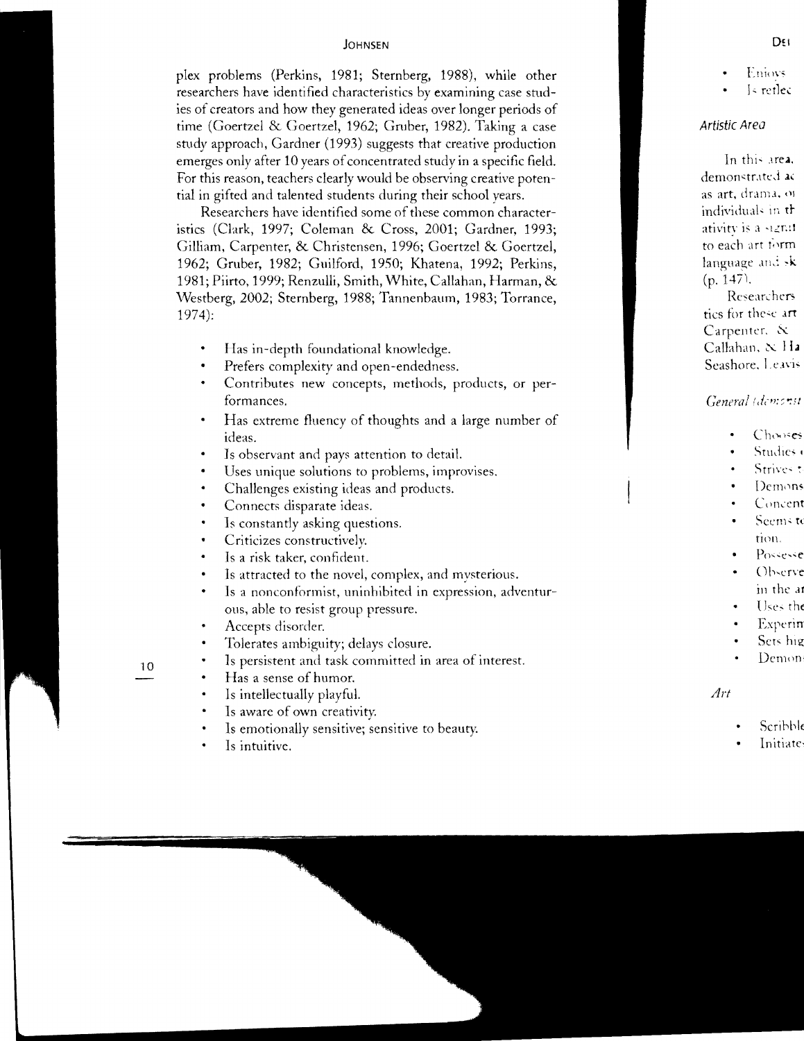plex problems (Perkins, 1981; Sternberg, 1988), while other researchers have identified characteristics by examining case studies of creators and how they generated ideas over longer periods of time (Goertzel & Goertzel, 1962; Gruber, 1982). Taking a case study approach, Gardner (1993) suggests that creative production emerges only after 10 years of concentrated study in a specific field. For this reason, teachers clearly would be observing creative potential in gifted and talented students during their school years.

Researchers have identified some of these common characteristics (Clark, 1997; Coleman & Cross, 2001; Gardner, 1993; Gilliam, Carpenter, & Christensen, 1996; Goertzel & Goertzel, 1962; Gruber, 1982; Guilford, 1950; Khatena, 1992; Perkins, 1981; Piirto, 1999; Renzulli, Smith, White, Callahan, Harman, & Westberg, 2002; Sternberg, 1988; Tannenbaum, 1983; Torrance, 1974):

- Has in-depth foundational knowledge.
- Prefers complexity and open-endedness.
- Contributes new concepts, methods, products, or performances.
- Has extreme fluency of thoughts and a large number of ideas.
- Is observant and pays attention to detail.
- Uses unique solutions to problems, improvises.
- Challenges existing ideas and products.
- Connects disparate ideas.
- Is constantly asking questions.
- Criticizes constructively.
- Is a risk taker, confident.
- Is attracted to the novel, complex, and mysterious.
- Is a nonconformist, uninhibited in expression, adventurous, able to resist group pressure.
- Accepts disorder.
- Tolerates ambiguity; delays closure.
- Is persistent and task committed in area of interest.
- Has a sense of humor.
- Is intellectually playful.
- Is aware of own creativity.
- Is emotionally sensitive; sensitive to beauty.
- Is intuitive.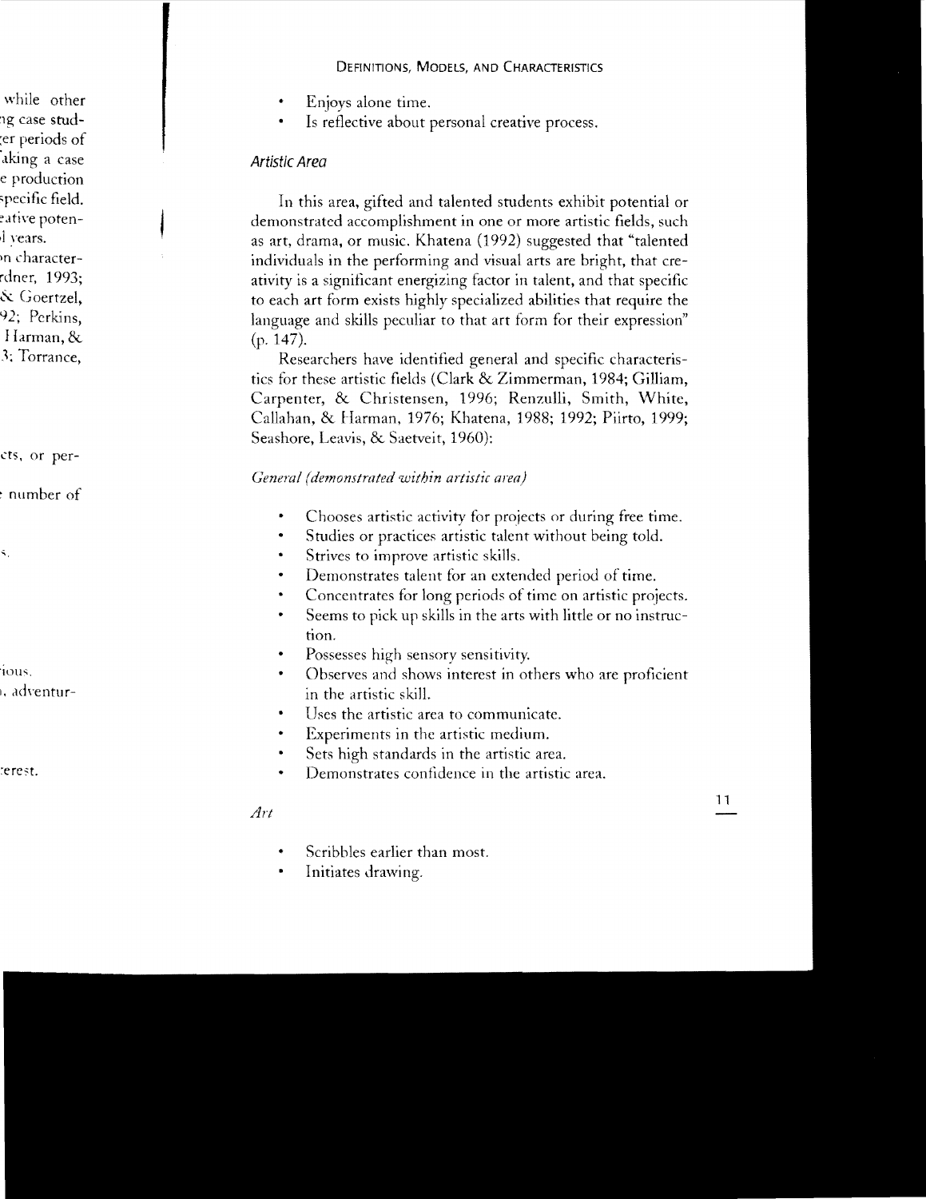- Enjoys alone time.
- Is reflective about personal creative process.

### Artistic Area

In this area, gifted and talented students exhibit potential or demonstrated accomplishment in one or more artistic fields, such as art, drama, or music. Khatena (1992) suggested that "talented individuals in the performing and visual arts are bright, that creativity is a significant energizing factor in talent, and that specific to each art form exists highly specialized abilities that require the language and skills peculiar to that art form for their expression" (p. 147).

Researchers have identified general and specific characteristics for these artistic fields (Clark & Zimmerman, 1984; Gilliam, Carpenter, & Christensen, 1996; Renzulli, Smith, White, Callahan, & Harman, 1976; Khatena, 1988; 1992; Piirto, 1999; Seashore, Leavis, & Saetveit, 1960):

*General (demonstrated within artistic area)*

- Chooses artistic activity for projects or during free time.
- Studies or practices artistic talent without being told.
- Strives to improve artistic skills.
- Demonstrates talent for an extended period of time.
- Concentrates for long periods of time on artistic projects.
- Seems to pick up skills in the arts with little or no instruction.
- Possesses high sensory sensitivity.
- Observes and shows interest in others who are proficient in the artistic skill.
- Uses the artistic area to communicate.
- Experiments in the artistic medium.
- Sets high standards in the artistic area.
- Demonstrates confidence in the artistic area.

*Art*

- Scribbles earlier than most.
- Initiates drawing.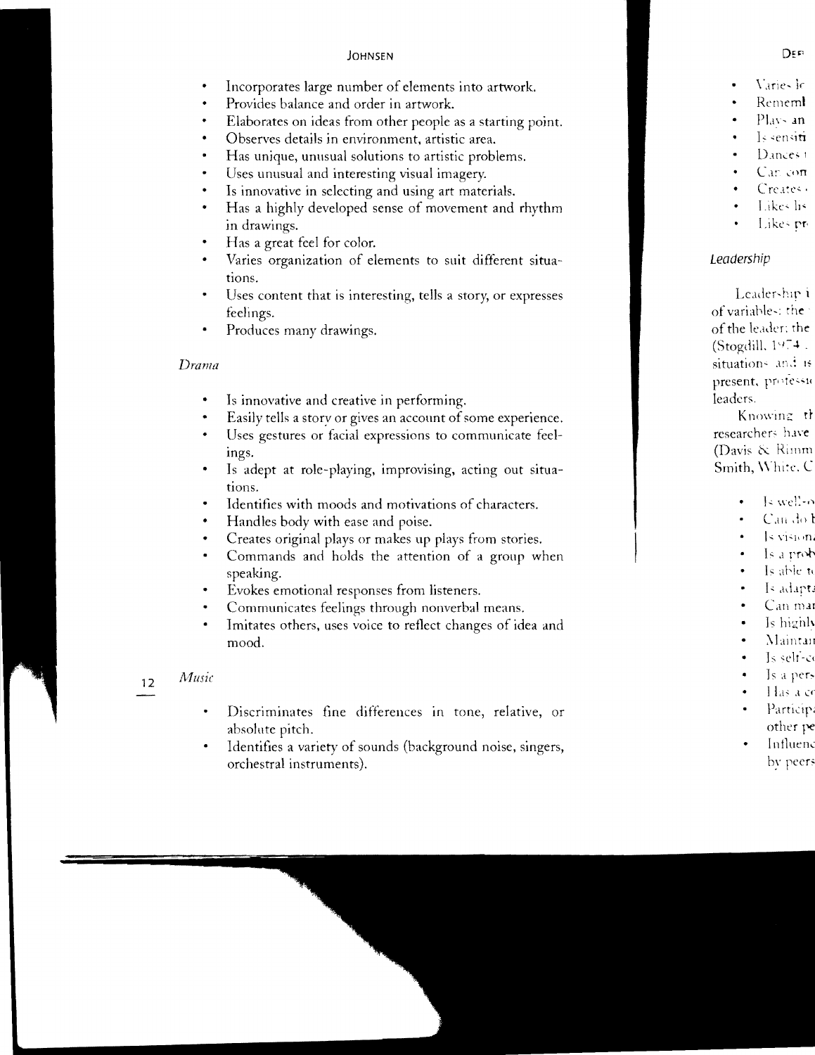- Incorporates large number of elements into artwork.
- Provides balance and order in artwork.
- Elaborates on ideas from other people as a starting point.
- Observes details in environment, artistic area.
- Has unique, unusual solutions to artistic problems.
- Uses unusual and interesting visual imagery.
- Is innovative in selecting and using art materials.
- Has a highly developed sense of movement and rhythm in drawings.
- Has a great feel for color.
- Varies organization of elements to suit different situations.
- Uses content that is interesting, tells a story, or expresses feelings.
- Produces many drawings.

### *Drama*

- Is innovative and creative in performing.
- Easily tells a story or gives an account of some experience.
- Uses gestures or facial expressions to communicate feelings.
- Is adept at role-playing, improvising, acting out situations.
- Identifies with moods and motivations of characters.
- Handles body with ease and poise.
- Creates original plays or makes up plays from stories.
- Commands and holds the attention of a group when speaking.
- Evokes emotional responses from listeners.
- Communicates feelings through nonverbal means.
- Imitates others, uses voice to reflect changes of idea and mood.

### *Music*

- Discriminates fine differences in tone, relative, or absolute pitch.
- Identifies a variety of sounds (background noise, singers, orchestral instruments).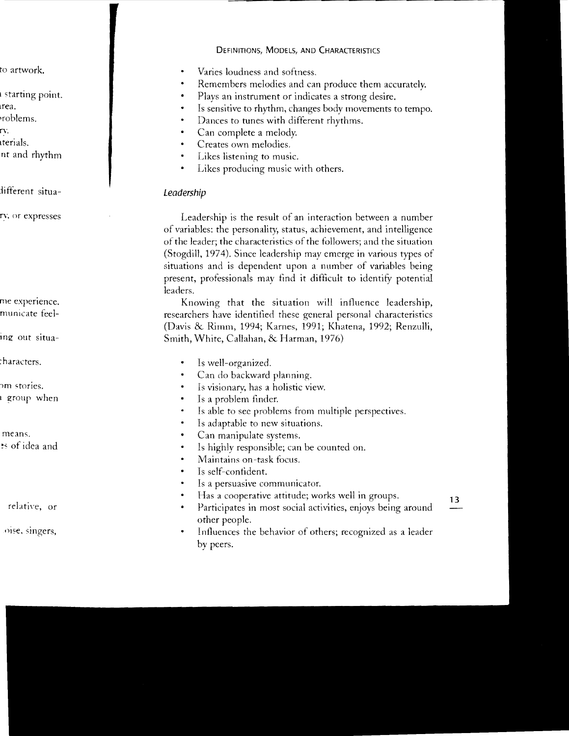- Varies loudness and softness.
- Remembers melodies and can produce them accurately.
- Plays an instrument or indicates a strong desire.
- Is sensitive to rhythm, changes body movements to tempo.
- Dances to tunes with different rhythms.
- Can complete a melody.
- Creates own melodies.
- Likes listening to music.
- Likes producing music with others.

### *Leadership*

Leadership is the result of an interaction between a number of variables: the personality, status, achievement, and intelligence of the leader; the characteristics of the followers; and the situation (Stogdill, 1974). Since leadership may emerge in various types of situations and is dependent upon a number of variables being present, professionals may find it difficult to identify potential leaders.

Knowing that the situation will influence leadership, researchers have identified these general personal characteristics (Davis & Rimm, 1994; Karnes, 1991; Khatena, 1992; Renzulli, Smith, White, Callahan, & Harman, 1976)

- Is well-organized.
- Can do backward planning.
- Is visionary, has a holistic view.
- Is a problem finder.
- Is able to see problems from multiple perspectives.
- Is adaptable to new situations.
- Can manipulate systems.
- Is highly responsible; can be counted on.
- Maintains on-task focus.
- Is self-confident.
- Is a persuasive communicator.
- Has a cooperative attitude; works well in groups.
- Participates in most social activities, enjoys being around other people.
- Influences the behavior of others; recognized as a leader by peers.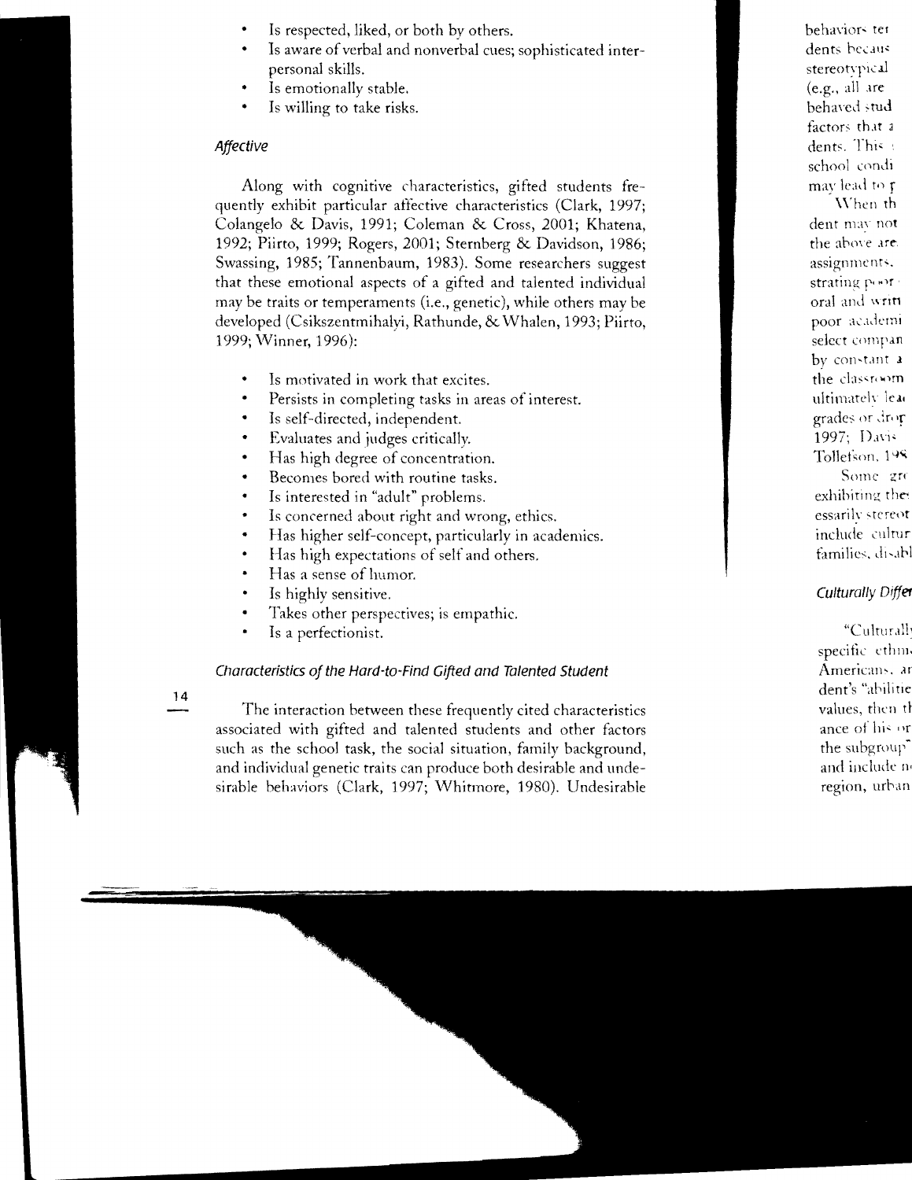- Is respected, liked, or both by others.
- Is aware of verbal and nonverbal cues; sophisticated interpersonal skills.
- Is emotionally stable.
- Is willing to take risks.

### *Affective*

Along with cognitive characteristics, gifted students frequently exhibit particular affective characteristics (Clark, 1997; Colangelo & Davis, 1991; Coleman & Cross, 2001; Khatena, 1992; Piirto, 1999; Rogers, 2001; Sternberg & Davidson, 1986; Swassing, 1985; Tannenbaum, 1983). Some researchers suggest that these emotional aspects of a gifted and talented individual may be traits or temperaments (i.e., genetic), while others may be developed (Csikszentmihalyi, Rathunde, & Whalen, 1993; Piirto, 1999; Winner, 1996):

- Is motivated in work that excites.
- Persists in completing tasks in areas of interest.
- Is self-directed, independent.
- Evaluates and judges critically.
- Has high degree of concentration.
- Becomes bored with routine tasks.
- Is interested in "adult" problems.
- Is concerned about right and wrong, ethics.
- Has higher self-concept, particularly in academics.
- Has high expectations of self and others.
- Has a sense of humor.
- Is highly sensitive.
- Takes other perspectives; is empathic.
- Is a perfectionist.

### *Characteristics of the Hard-to-Find Gifted and Talented Student*

The interaction between these frequently cited characteristics associated with gifted and talented students and other factors such as the school task, the social situation, family background, and individual genetic traits can produce both desirable and undesirable behaviors (Clark, 1997; Whitmore, 1980). Undesirable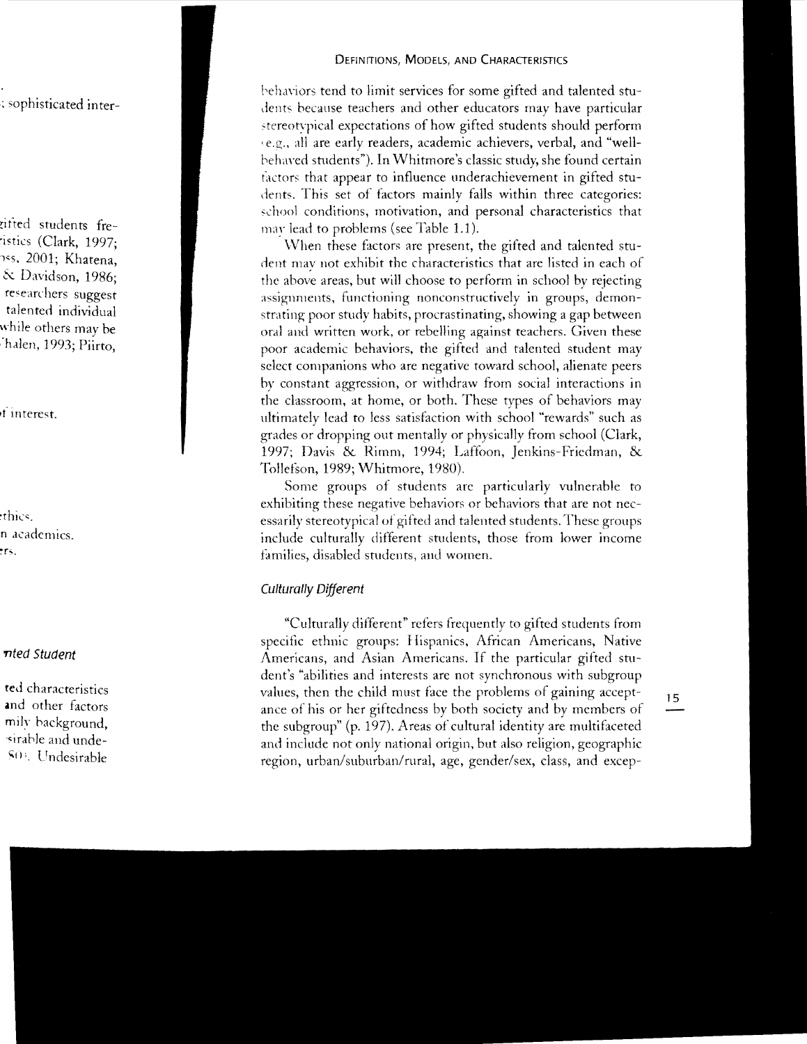behaviors tend to limit services for some gifted and talented students because teachers and other educators may have particular stereotypical expectations of how gifted students should perform (e.g., all are early readers, academic achievers, verbal, and "well-behaved students"). In Whitmore's classic study, she found certain factors that appear to influence underachievement in gifted students. This set of factors mainly falls within three categories: school conditions, motivation, and personal characteristics that may lead to problems (see Table 1.1).

When these factors are present, the gifted and talented student may not exhibit the characteristics that are listed in each of the above areas, but will choose to perform in school by rejecting assignments, functioning nonconstructively in groups, demonstrating poor study habits, procrastinating, showing a gap between oral and written work, or rebelling against teachers. Given these poor academic behaviors, the gifted and talented student may select companions who are negative toward school, alienate peers by constant aggression, or withdraw from social interactions in the classroom, at home, or both. These types of behaviors may ultimately lead to less satisfaction with school "rewards" such as grades or dropping out mentally or physically from school (Clark, 1997; Davis & Rimm, 1994; Laffoon, Jenkins-Friedman, & Tollefson, 1989; Whitmore, 1980).

Some groups of students are particularly vulnerable to exhibiting these negative behaviors or behaviors that are not necessarily stereotypical of gifted and talented students. These groups include culturally different students, those from lower income families, disabled students, and women.

### *Culturally Different*

"Culturally different" refers frequently to gifted students from specific ethnic groups: Hispanics, African Americans, Native Americans, and Asian Americans. If the particular gifted student's "abilities and interests are not synchronous with subgroup values, then the child must face the problems of gaining acceptance of his or her giftedness by both society and by members of the subgroup" (p. 197). Areas of cultural identity are multifaceted and include not only national origin, but also religion, geographic region, urban/suburban/rural, age, gender/sex, class, and excep-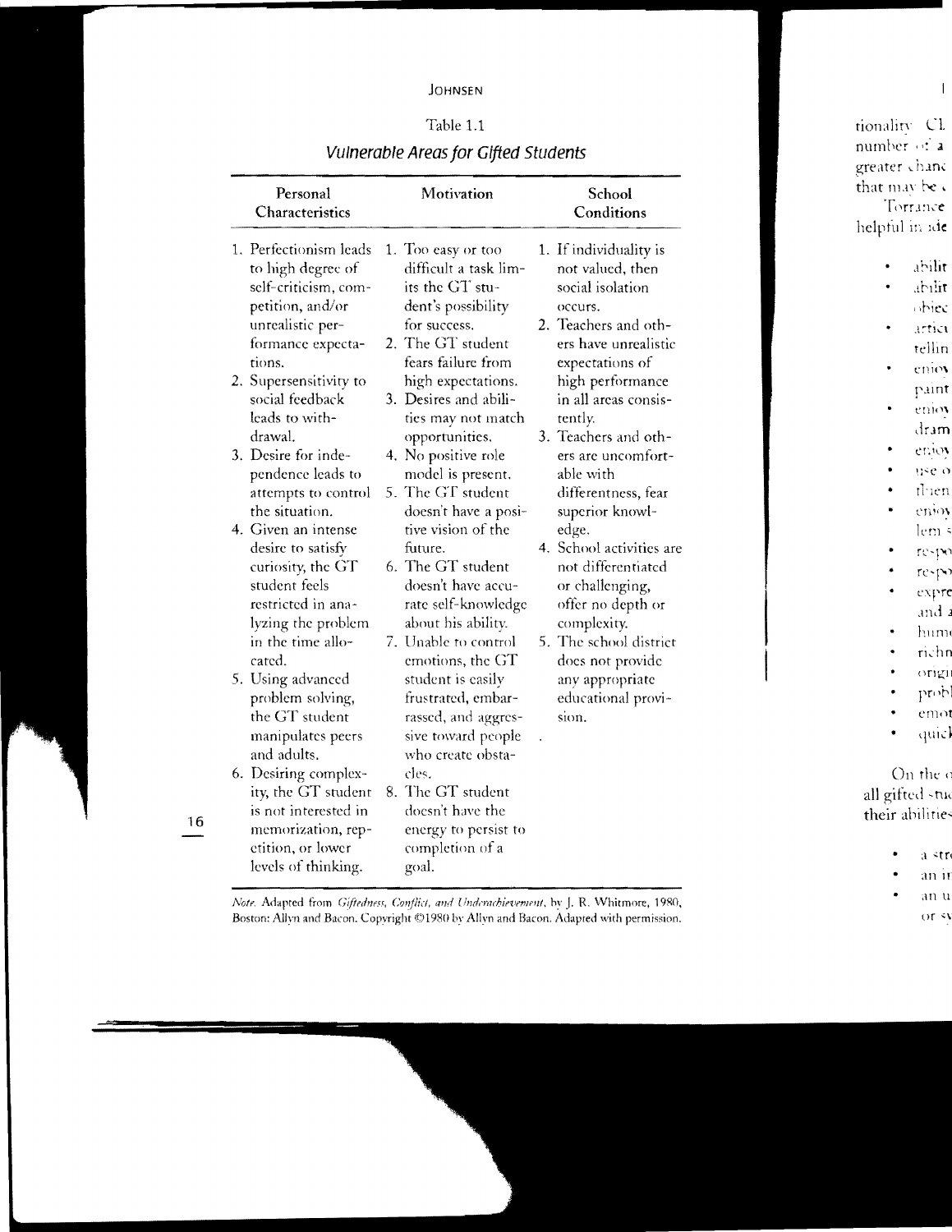Table 1.1

*Vulnerable Areas for Gifted Students*

| Personal Characteristics | Motivation | School Conditions |
|---|---|---|
| 1. Perfectionism leads to high degree of self-criticism, competition, and/or unrealistic performance expectations. | 1. Too easy or too difficult a task limits the GT student's possibility for success. | 1. If individuality is not valued, then social isolation occurs. |
| 2. Supersensitivity to social feedback leads to withdrawal. | 2. The GT student fears failure from high expectations. | 2. Teachers and others have unrealistic expectations of high performance in all areas consistently. |
| 3. Desire for independence leads to attempts to control the situation. | 3. Desires and abilities may not match opportunities. | 3. Teachers and others are uncomfortable with differentness, fear superior knowledge. |
| 4. Given an intense desire to satisfy curiosity, the GT student feels restricted in analyzing the problem in the time allocated. | 4. No positive role model is present. | 4. School activities are not differentiated or challenging, offer no depth or complexity. |
| 5. Using advanced problem solving, the GT student manipulates peers and adults. | 5. The GT student doesn't have a positive vision of the future. | 5. The school district does not provide any appropriate educational provision. |
| 6. Desiring complexity, the GT student is not interested in memorization, repetition, or lower levels of thinking. | 6. The GT student doesn't have accurate self-knowledge about his ability. | |
| | 7. Unable to control emotions, the GT student is easily frustrated, embarrassed, and aggressive toward people who create obstacles. | |
| | 8. The GT student doesn't have the energy to persist to completion of a goal. | |

*Note.* Adapted from *Giftedness, Conflict, and Underachievement*, by J. R. Whitmore, 1980, Boston: Allyn and Bacon. Copyright ©1980 by Allyn and Bacon. Adapted with permission.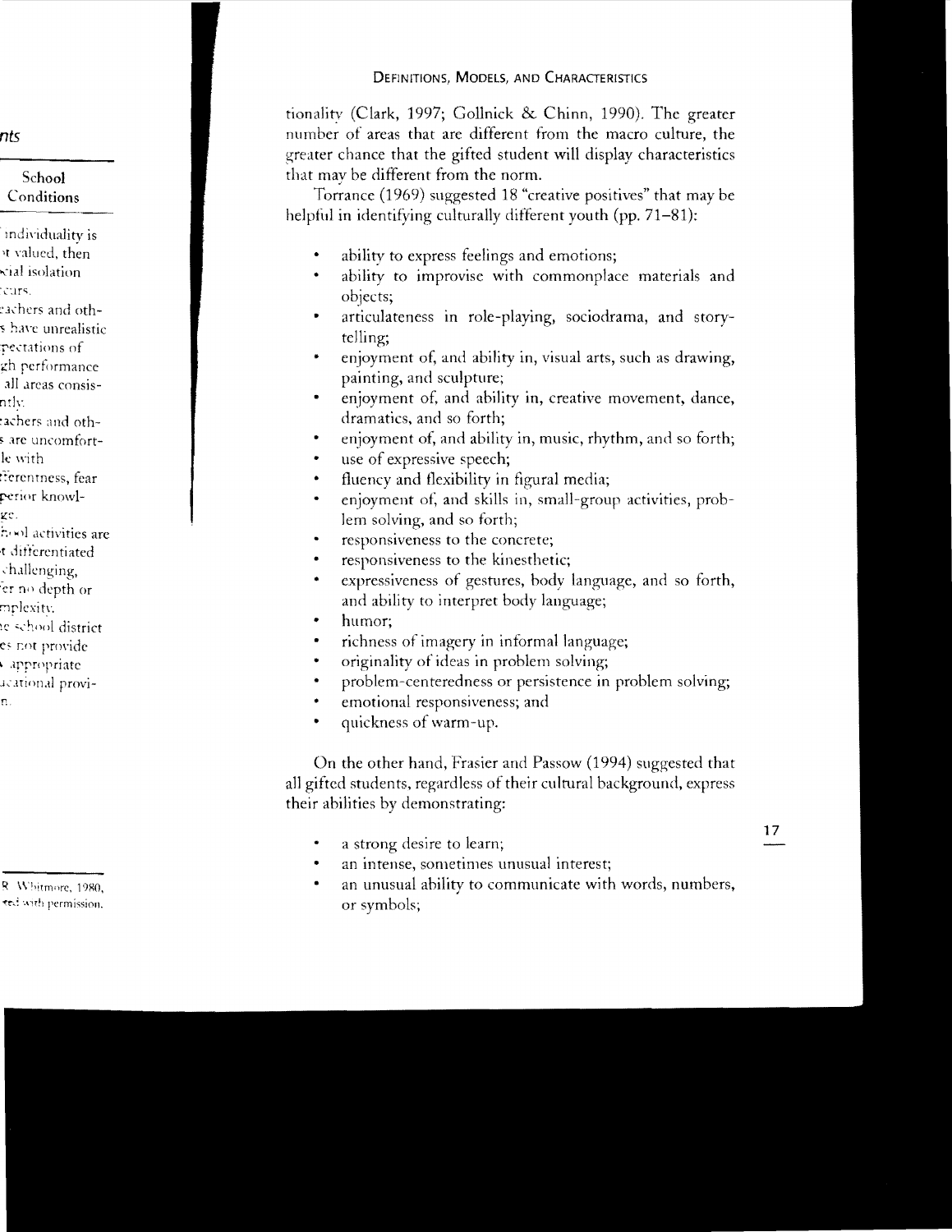tionality (Clark, 1997; Gollnick & Chinn, 1990). The greater number of areas that are different from the macro culture, the greater chance that the gifted student will display characteristics that may be different from the norm.

Torrance (1969) suggested 18 "creative positives" that may be helpful in identifying culturally different youth (pp. 71–81):

- ability to express feelings and emotions;
- ability to improvise with commonplace materials and objects;
- articulateness in role-playing, sociodrama, and storytelling;
- enjoyment of, and ability in, visual arts, such as drawing, painting, and sculpture;
- enjoyment of, and ability in, creative movement, dance, dramatics, and so forth;
- enjoyment of, and ability in, music, rhythm, and so forth;
- use of expressive speech;
- fluency and flexibility in figural media;
- enjoyment of, and skills in, small-group activities, problem solving, and so forth;
- responsiveness to the concrete;
- responsiveness to the kinesthetic;
- expressiveness of gestures, body language, and so forth, and ability to interpret body language;
- humor;
- richness of imagery in informal language;
- originality of ideas in problem solving;
- problem-centeredness or persistence in problem solving;
- emotional responsiveness; and
- quickness of warm-up.

On the other hand, Frasier and Passow (1994) suggested that all gifted students, regardless of their cultural background, express their abilities by demonstrating:

- a strong desire to learn;
- an intense, sometimes unusual interest;
- an unusual ability to communicate with words, numbers, or symbols;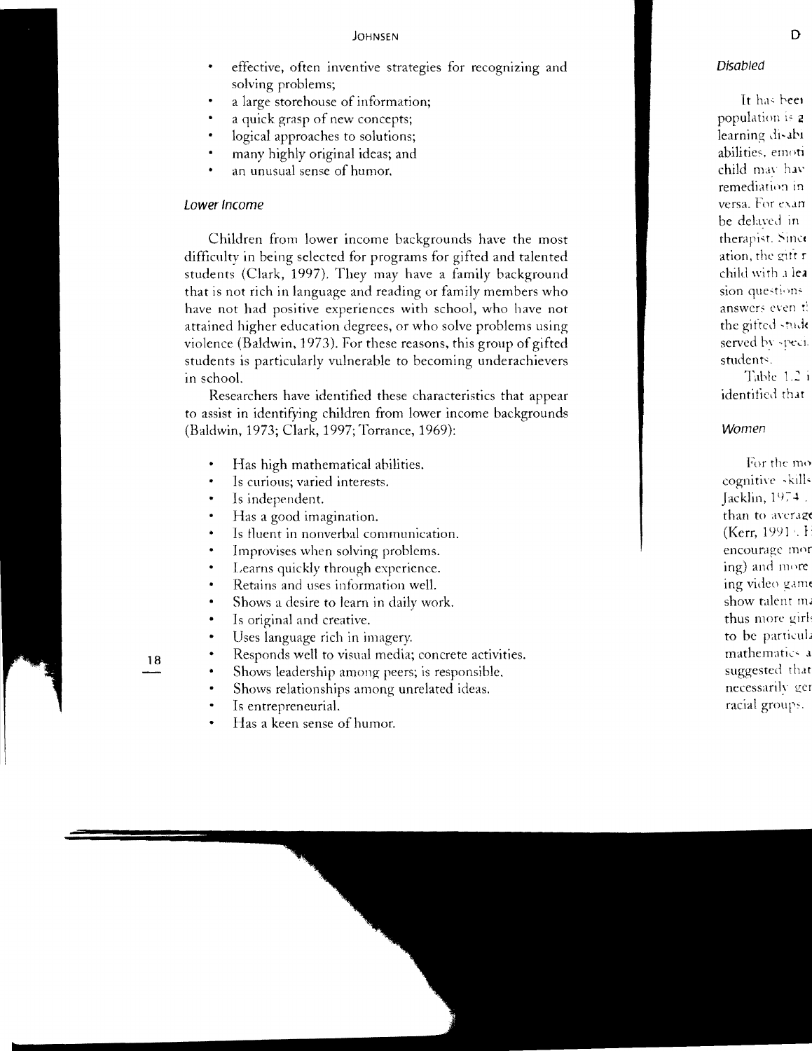- effective, often inventive strategies for recognizing and solving problems;
- a large storehouse of information;
- a quick grasp of new concepts;
- logical approaches to solutions;
- many highly original ideas; and
- an unusual sense of humor.

### *Lower Income*

Children from lower income backgrounds have the most difficulty in being selected for programs for gifted and talented students (Clark, 1997). They may have a family background that is not rich in language and reading or family members who have not had positive experiences with school, who have not attained higher education degrees, or who solve problems using violence (Baldwin, 1973). For these reasons, this group of gifted students is particularly vulnerable to becoming underachievers in school.

Researchers have identified these characteristics that appear to assist in identifying children from lower income backgrounds (Baldwin, 1973; Clark, 1997; Torrance, 1969):

- Has high mathematical abilities.
- Is curious; varied interests.
- Is independent.
- Has a good imagination.
- Is fluent in nonverbal communication.
- Improvises when solving problems.
- Learns quickly through experience.
- Retains and uses information well.
- Shows a desire to learn in daily work.
- Is original and creative.
- Uses language rich in imagery.
- Responds well to visual media; concrete activities.
- Shows leadership among peers; is responsible.
- Shows relationships among unrelated ideas.
- Is entrepreneurial.
- Has a keen sense of humor.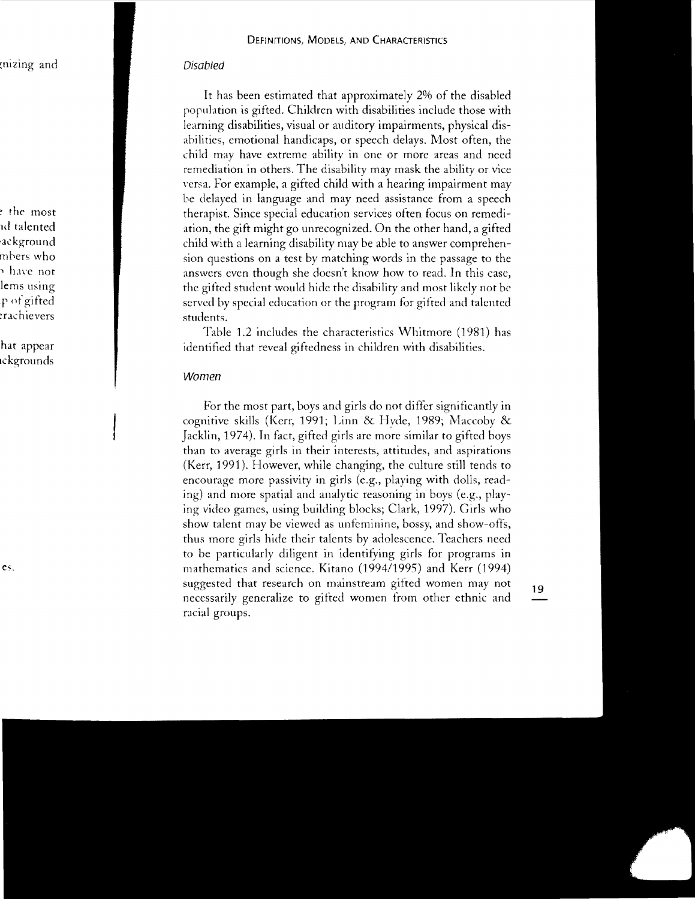### *Disabled*

It has been estimated that approximately 2% of the disabled population is gifted. Children with disabilities include those with learning disabilities, visual or auditory impairments, physical disabilities, emotional handicaps, or speech delays. Most often, the child may have extreme ability in one or more areas and need remediation in others. The disability may mask the ability or vice versa. For example, a gifted child with a hearing impairment may be delayed in language and may need assistance from a speech therapist. Since special education services often focus on remediation, the gift might go unrecognized. On the other hand, a gifted child with a learning disability may be able to answer comprehension questions on a test by matching words in the passage to the answers even though she doesn't know how to read. In this case, the gifted student would hide the disability and most likely not be served by special education or the program for gifted and talented students.

Table 1.2 includes the characteristics Whitmore (1981) has identified that reveal giftedness in children with disabilities.

### *Women*

For the most part, boys and girls do not differ significantly in cognitive skills (Kerr, 1991; Linn & Hyde, 1989; Maccoby & Jacklin, 1974). In fact, gifted girls are more similar to gifted boys than to average girls in their interests, attitudes, and aspirations (Kerr, 1991). However, while changing, the culture still tends to encourage more passivity in girls (e.g., playing with dolls, reading) and more spatial and analytic reasoning in boys (e.g., playing video games, using building blocks; Clark, 1997). Girls who show talent may be viewed as unfeminine, bossy, and show-offs, thus more girls hide their talents by adolescence. Teachers need to be particularly diligent in identifying girls for programs in mathematics and science. Kitano (1994/1995) and Kerr (1994) suggested that research on mainstream gifted women may not necessarily generalize to gifted women from other ethnic and racial groups.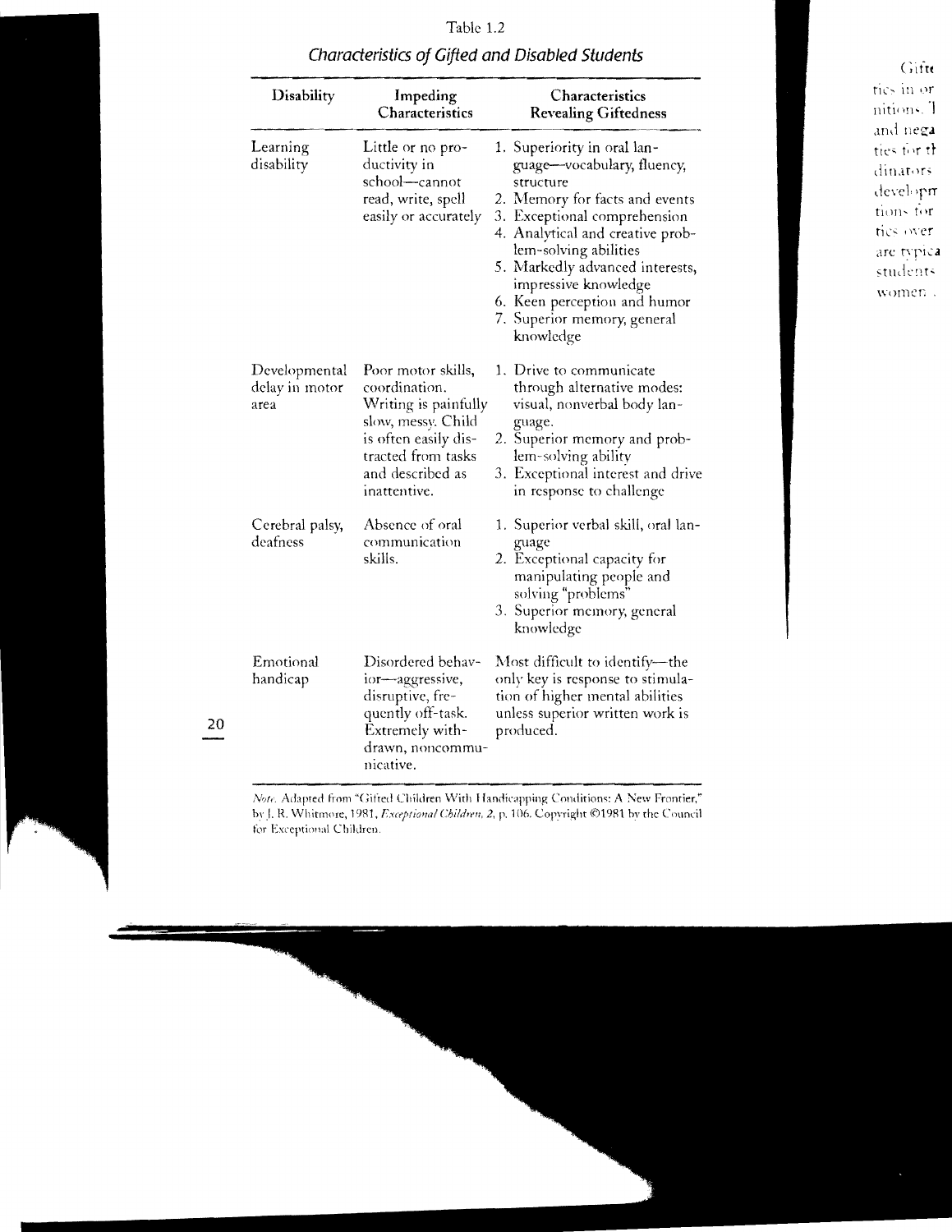Table 1.2

*Characteristics of Gifted and Disabled Students*

| Disability | Impeding Characteristics | Characteristics Revealing Giftedness |
|---|---|---|
| Learning disability | Little or no productivity in school—cannot read, write, spell easily or accurately | 1. Superiority in oral language—vocabulary, fluency, structure<br>2. Memory for facts and events<br>3. Exceptional comprehension<br>4. Analytical and creative problem-solving abilities<br>5. Markedly advanced interests, impressive knowledge<br>6. Keen perception and humor<br>7. Superior memory, general knowledge |
| Developmental delay in motor area | Poor motor skills, coordination. Writing is painfully slow, messy. Child is often easily distracted from tasks and described as inattentive. | 1. Drive to communicate through alternative modes: visual, nonverbal body language.<br>2. Superior memory and problem-solving ability<br>3. Exceptional interest and drive in response to challenge |
| Cerebral palsy, deafness | Absence of oral communication skills. | 1. Superior verbal skill, oral language<br>2. Exceptional capacity for manipulating people and solving "problems"<br>3. Superior memory, general knowledge |
| Emotional handicap | Disordered behavior—aggressive, disruptive, frequently off-task. Extremely withdrawn, noncommunicative. | Most difficult to identify—the only key is response to stimulation of higher mental abilities unless superior written work is produced. |

*Note.* Adapted from "Gifted Children With Handicapping Conditions: A New Frontier," by J. R. Whitmore, 1981, *Exceptional Children, 2,* p. 106. Copyright ©1981 by the Council for Exceptional Children.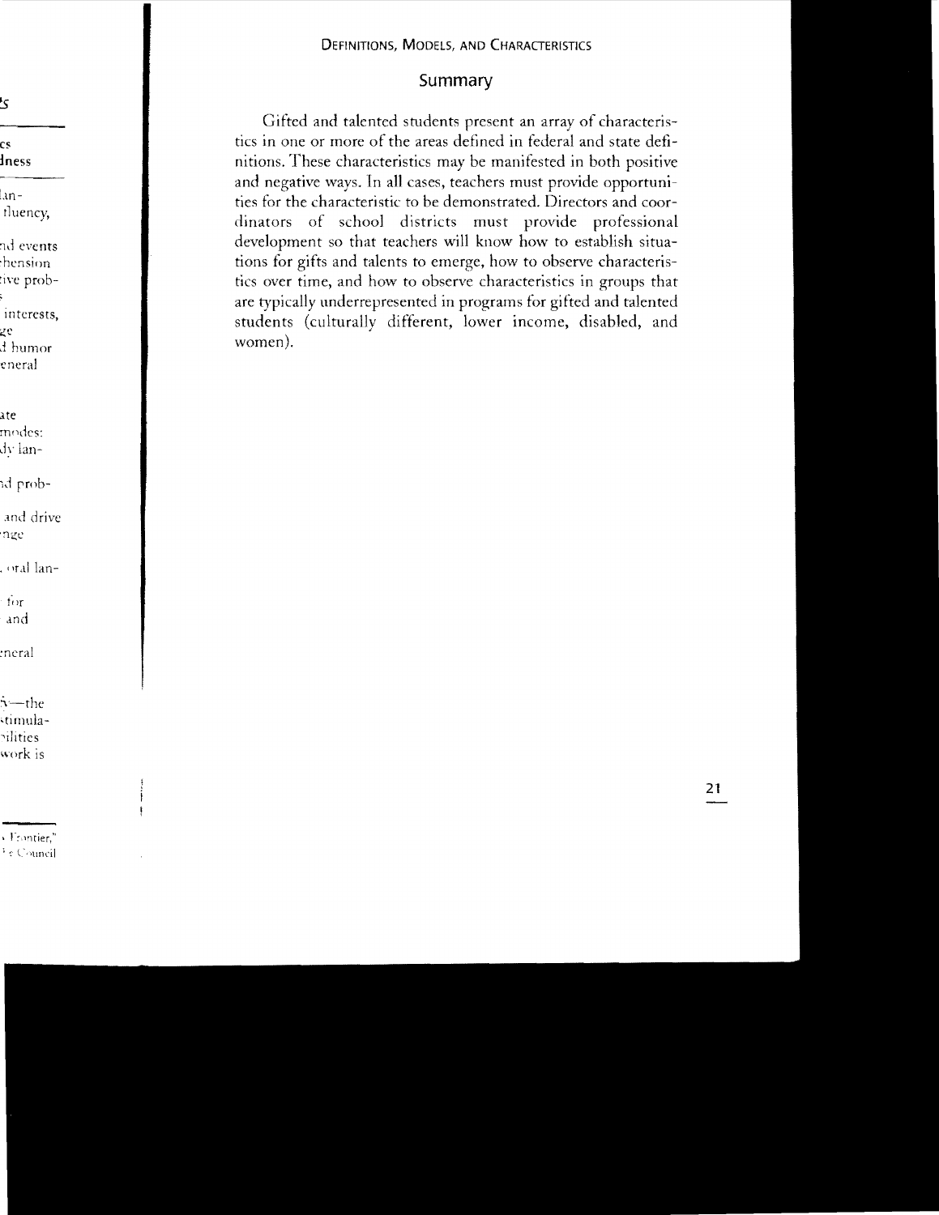## Summary

Gifted and talented students present an array of characteristics in one or more of the areas defined in federal and state definitions. These characteristics may be manifested in both positive and negative ways. In all cases, teachers must provide opportunities for the characteristic to be demonstrated. Directors and coordinators of school districts must provide professional development so that teachers will know how to establish situations for gifts and talents to emerge, how to observe characteristics over time, and how to observe characteristics in groups that are typically underrepresented in programs for gifted and talented students (culturally different, lower income, disabled, and women).